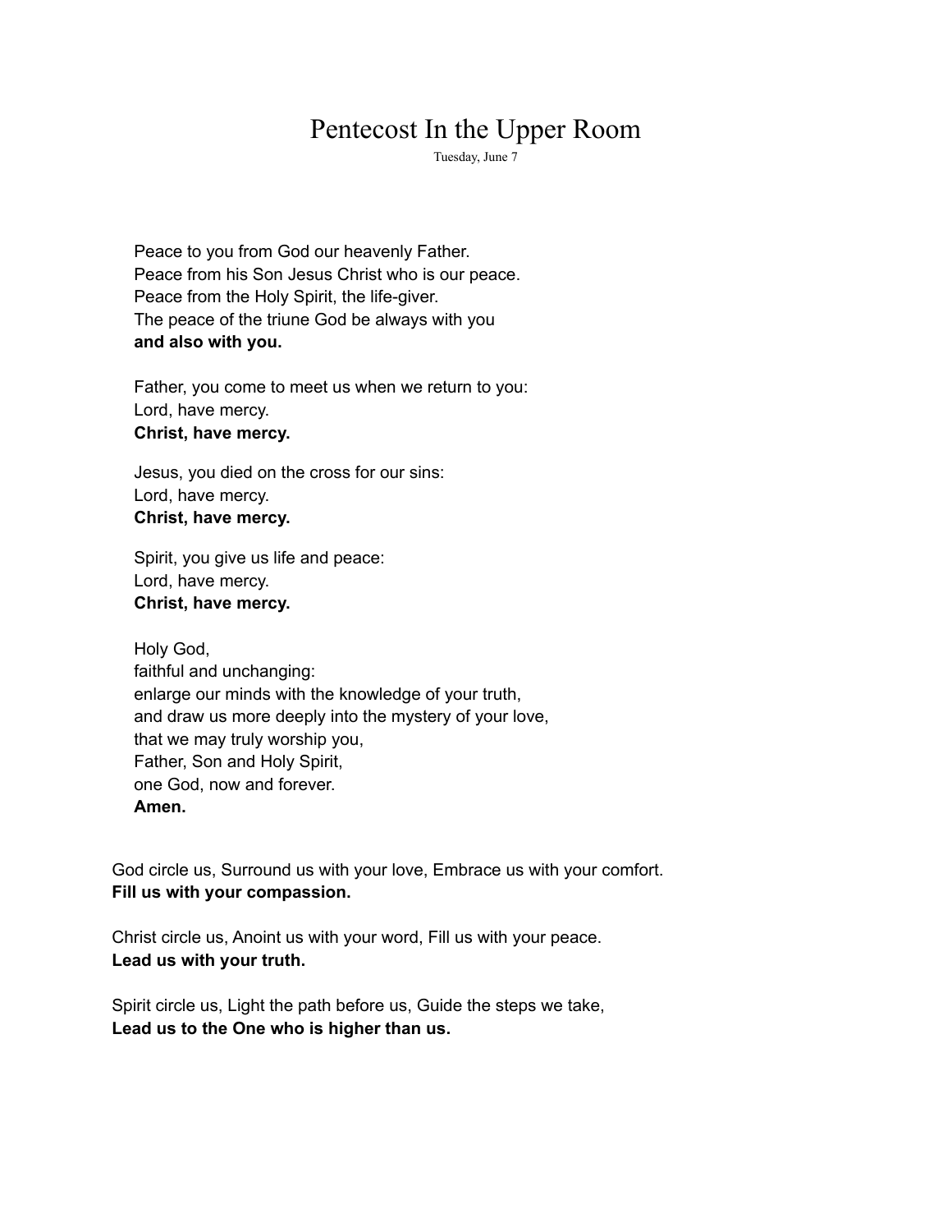# Pentecost In the Upper Room

Tuesday, June 7

Peace to you from God our heavenly Father.
Peace from his Son Jesus Christ who is our peace.
Peace from the Holy Spirit, the life-giver.
The peace of the triune God be always with you
**and also with you.**

Father, you come to meet us when we return to you:
Lord, have mercy.
**Christ, have mercy.**

Jesus, you died on the cross for our sins:
Lord, have mercy.
**Christ, have mercy.**

Spirit, you give us life and peace:
Lord, have mercy.
**Christ, have mercy.**

Holy God,
faithful and unchanging:
enlarge our minds with the knowledge of your truth,
and draw us more deeply into the mystery of your love,
that we may truly worship you,
Father, Son and Holy Spirit,
one God, now and forever.
**Amen.**

God circle us, Surround us with your love, Embrace us with your comfort.
**Fill us with your compassion.**

Christ circle us, Anoint us with your word, Fill us with your peace.
**Lead us with your truth.**

Spirit circle us, Light the path before us, Guide the steps we take,
**Lead us to the One who is higher than us.**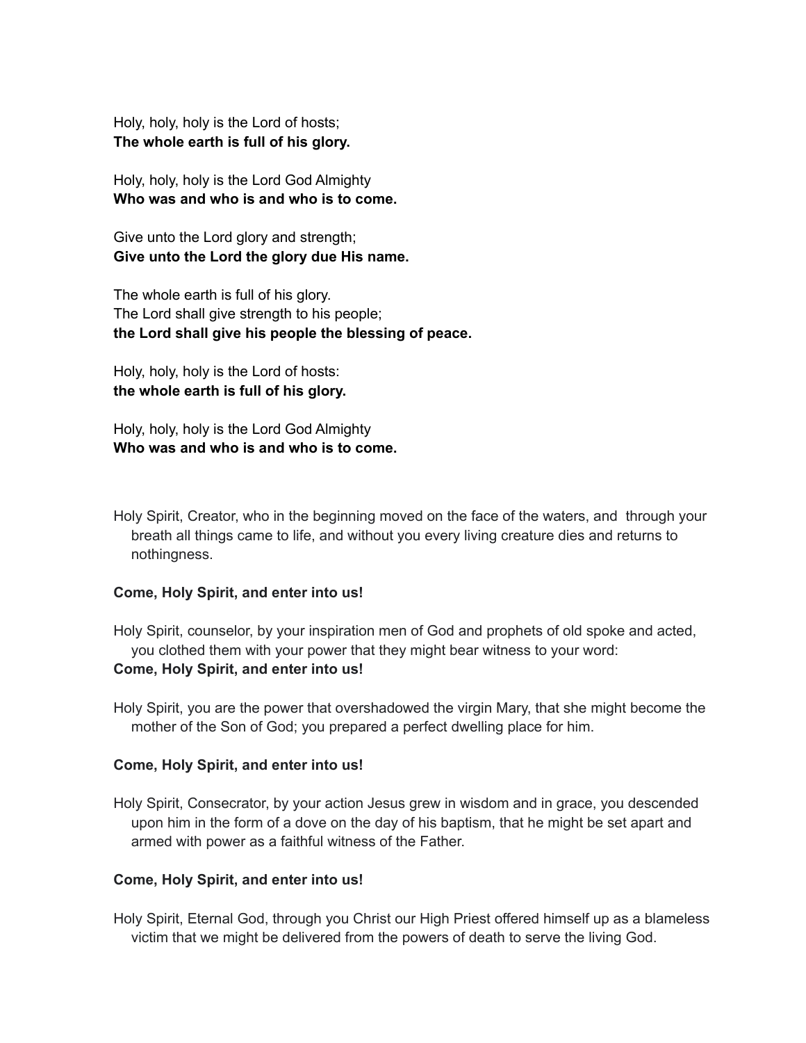Holy, holy, holy is the Lord of hosts;
**The whole earth is full of his glory.**

Holy, holy, holy is the Lord God Almighty
**Who was and who is and who is to come.**

Give unto the Lord glory and strength;
**Give unto the Lord the glory due His name.**

The whole earth is full of his glory.
The Lord shall give strength to his people;
**the Lord shall give his people the blessing of peace.**

Holy, holy, holy is the Lord of hosts:
**the whole earth is full of his glory.**

Holy, holy, holy is the Lord God Almighty
**Who was and who is and who is to come.**

Holy Spirit, Creator, who in the beginning moved on the face of the waters, and through your breath all things came to life, and without you every living creature dies and returns to nothingness.

**Come, Holy Spirit, and enter into us!**

Holy Spirit, counselor, by your inspiration men of God and prophets of old spoke and acted, you clothed them with your power that they might bear witness to your word:
**Come, Holy Spirit, and enter into us!**

Holy Spirit, you are the power that overshadowed the virgin Mary, that she might become the mother of the Son of God; you prepared a perfect dwelling place for him.

**Come, Holy Spirit, and enter into us!**

Holy Spirit, Consecrator, by your action Jesus grew in wisdom and in grace, you descended upon him in the form of a dove on the day of his baptism, that he might be set apart and armed with power as a faithful witness of the Father.

**Come, Holy Spirit, and enter into us!**

Holy Spirit, Eternal God, through you Christ our High Priest offered himself up as a blameless victim that we might be delivered from the powers of death to serve the living God.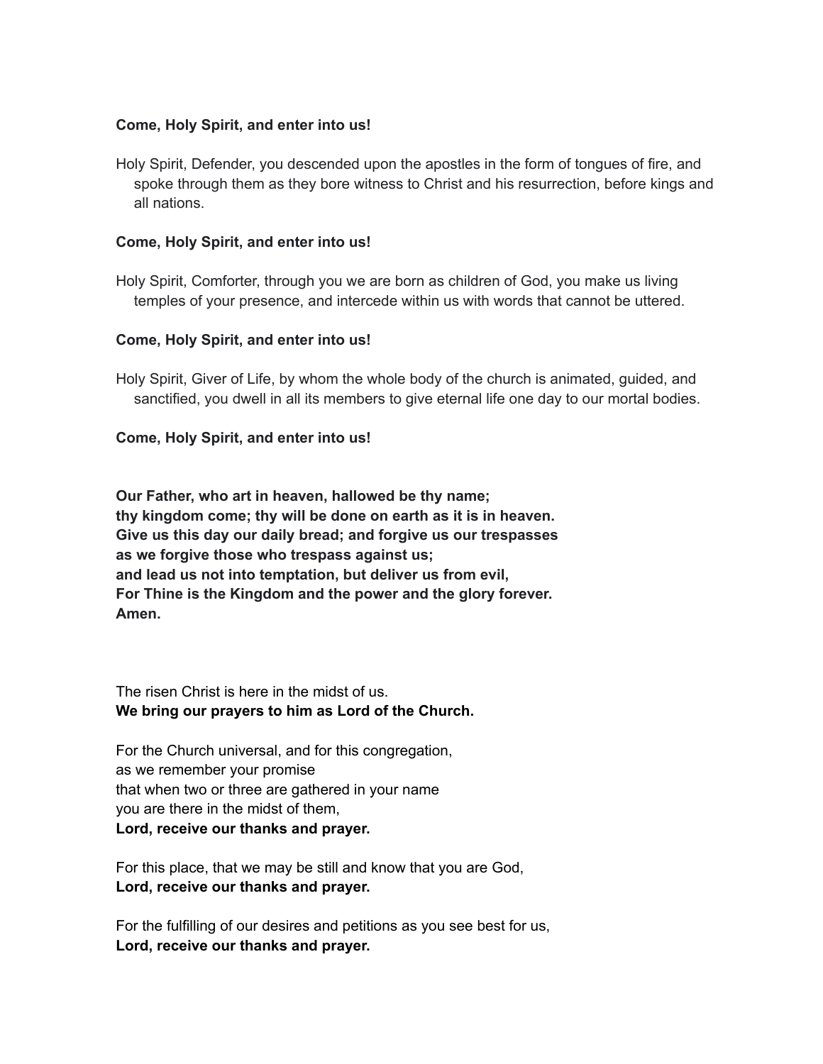**Come, Holy Spirit, and enter into us!**

Holy Spirit, Defender, you descended upon the apostles in the form of tongues of fire, and spoke through them as they bore witness to Christ and his resurrection, before kings and all nations.

**Come, Holy Spirit, and enter into us!**

Holy Spirit, Comforter, through you we are born as children of God, you make us living temples of your presence, and intercede within us with words that cannot be uttered.

**Come, Holy Spirit, and enter into us!**

Holy Spirit, Giver of Life, by whom the whole body of the church is animated, guided, and sanctified, you dwell in all its members to give eternal life one day to our mortal bodies.

**Come, Holy Spirit, and enter into us!**

**Our Father, who art in heaven, hallowed be thy name;**
**thy kingdom come; thy will be done on earth as it is in heaven.**
**Give us this day our daily bread; and forgive us our trespasses**
**as we forgive those who trespass against us;**
**and lead us not into temptation, but deliver us from evil,**
**For Thine is the Kingdom and the power and the glory forever.**
**Amen.**

The risen Christ is here in the midst of us.
**We bring our prayers to him as Lord of the Church.**

For the Church universal, and for this congregation,
as we remember your promise
that when two or three are gathered in your name
you are there in the midst of them,
**Lord, receive our thanks and prayer.**

For this place, that we may be still and know that you are God,
**Lord, receive our thanks and prayer.**

For the fulfilling of our desires and petitions as you see best for us,
**Lord, receive our thanks and prayer.**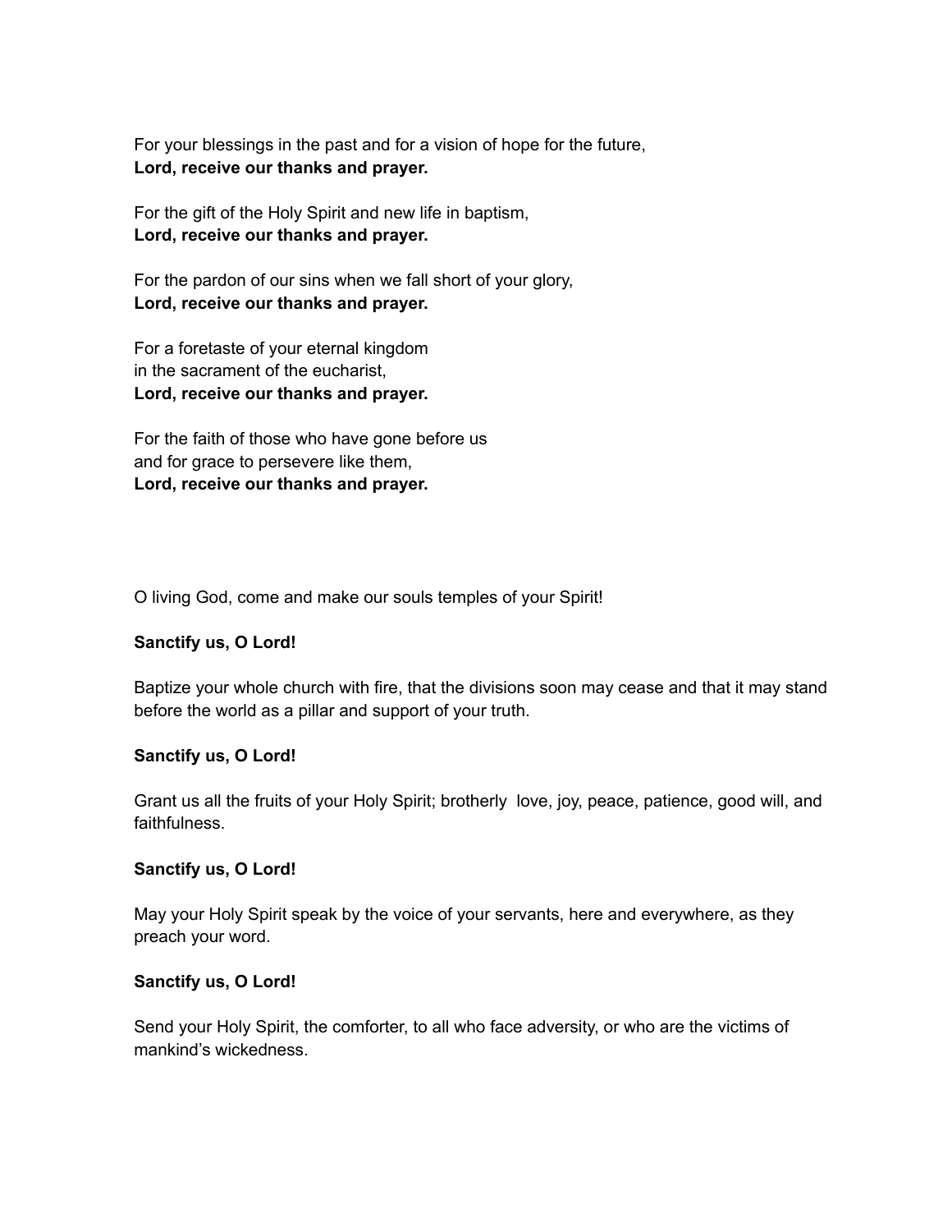For your blessings in the past and for a vision of hope for the future,
**Lord, receive our thanks and prayer.**

For the gift of the Holy Spirit and new life in baptism,
**Lord, receive our thanks and prayer.**

For the pardon of our sins when we fall short of your glory,
**Lord, receive our thanks and prayer.**

For a foretaste of your eternal kingdom
in the sacrament of the eucharist,
**Lord, receive our thanks and prayer.**

For the faith of those who have gone before us
and for grace to persevere like them,
**Lord, receive our thanks and prayer.**

O living God, come and make our souls temples of your Spirit!

**Sanctify us, O Lord!**

Baptize your whole church with fire, that the divisions soon may cease and that it may stand before the world as a pillar and support of your truth.

**Sanctify us, O Lord!**

Grant us all the fruits of your Holy Spirit; brotherly love, joy, peace, patience, good will, and faithfulness.

**Sanctify us, O Lord!**

May your Holy Spirit speak by the voice of your servants, here and everywhere, as they preach your word.

**Sanctify us, O Lord!**

Send your Holy Spirit, the comforter, to all who face adversity, or who are the victims of mankind's wickedness.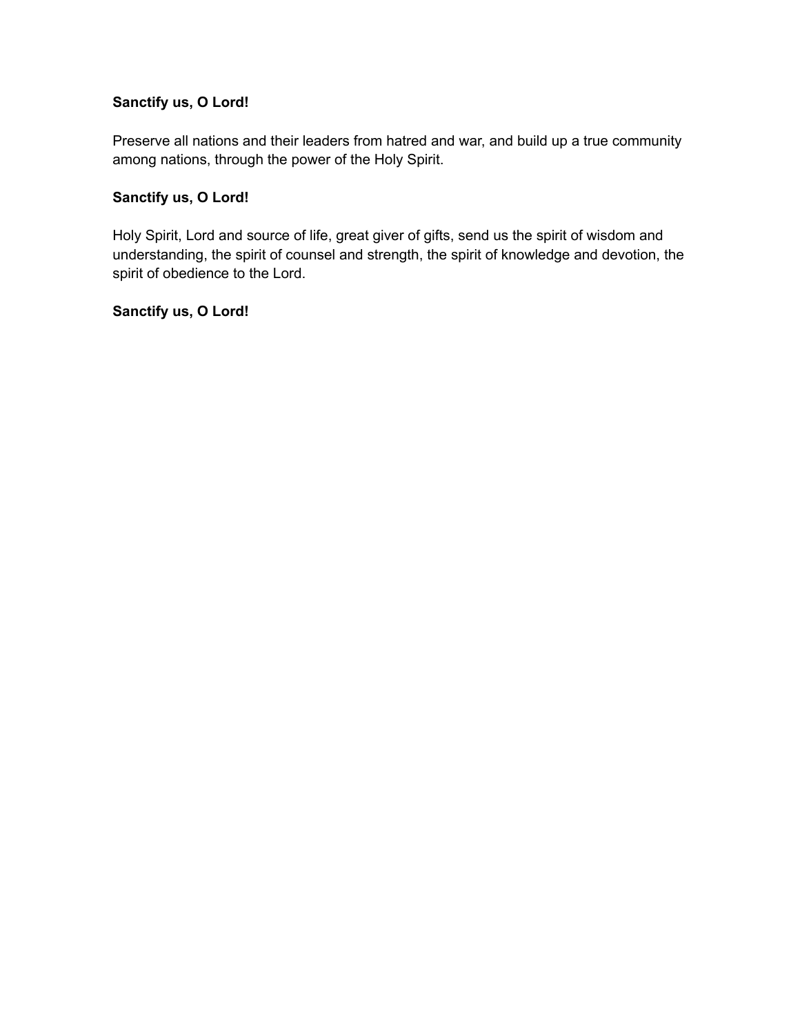**Sanctify us, O Lord!**

Preserve all nations and their leaders from hatred and war, and build up a true community among nations, through the power of the Holy Spirit.

**Sanctify us, O Lord!**

Holy Spirit, Lord and source of life, great giver of gifts, send us the spirit of wisdom and understanding, the spirit of counsel and strength, the spirit of knowledge and devotion, the spirit of obedience to the Lord.

**Sanctify us, O Lord!**